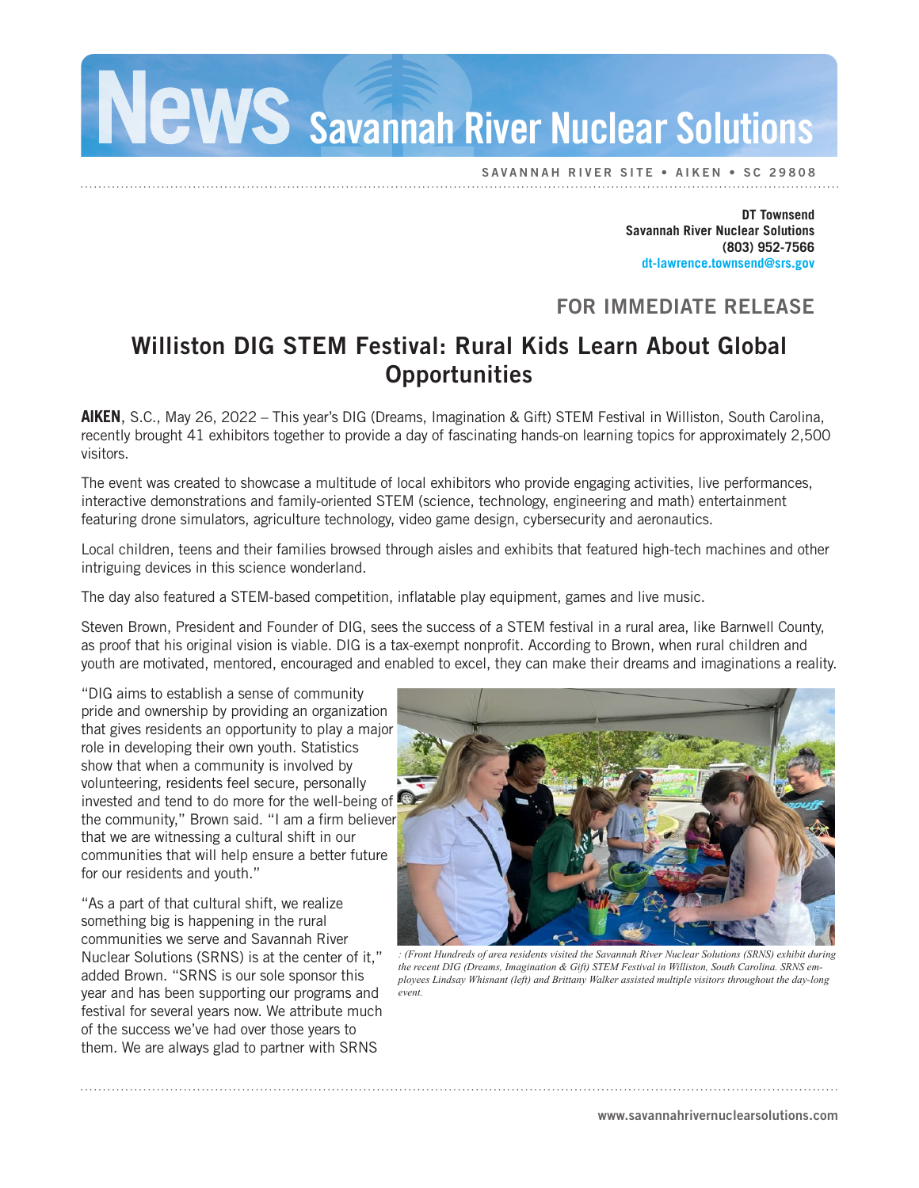# News Savannah River Nuclear Solutions

SAVANNAH RIVER SITE • AIKEN • SC 29808

**DT Townsend**
**Savannah River Nuclear Solutions**
**(803) 952-7566**
**dt-lawrence.townsend@srs.gov**

FOR IMMEDIATE RELEASE

## Williston DIG STEM Festival: Rural Kids Learn About Global Opportunities

**AIKEN**, S.C., May 26, 2022 – This year's DIG (Dreams, Imagination & Gift) STEM Festival in Williston, South Carolina, recently brought 41 exhibitors together to provide a day of fascinating hands-on learning topics for approximately 2,500 visitors.

The event was created to showcase a multitude of local exhibitors who provide engaging activities, live performances, interactive demonstrations and family-oriented STEM (science, technology, engineering and math) entertainment featuring drone simulators, agriculture technology, video game design, cybersecurity and aeronautics.

Local children, teens and their families browsed through aisles and exhibits that featured high-tech machines and other intriguing devices in this science wonderland.

The day also featured a STEM-based competition, inflatable play equipment, games and live music.

Steven Brown, President and Founder of DIG, sees the success of a STEM festival in a rural area, like Barnwell County, as proof that his original vision is viable. DIG is a tax-exempt nonprofit. According to Brown, when rural children and youth are motivated, mentored, encouraged and enabled to excel, they can make their dreams and imaginations a reality.

"DIG aims to establish a sense of community pride and ownership by providing an organization that gives residents an opportunity to play a major role in developing their own youth. Statistics show that when a community is involved by volunteering, residents feel secure, personally invested and tend to do more for the well-being of the community," Brown said. "I am a firm believer that we are witnessing a cultural shift in our communities that will help ensure a better future for our residents and youth."

*: (Front Hundreds of area residents visited the Savannah River Nuclear Solutions (SRNS) exhibit during the recent DIG (Dreams, Imagination & Gift) STEM Festival in Williston, South Carolina. SRNS employees Lindsay Whisnant (left) and Brittany Walker assisted multiple visitors throughout the day-long event.*

"As a part of that cultural shift, we realize something big is happening in the rural communities we serve and Savannah River Nuclear Solutions (SRNS) is at the center of it," added Brown. "SRNS is our sole sponsor this year and has been supporting our programs and festival for several years now. We attribute much of the success we've had over those years to them. We are always glad to partner with SRNS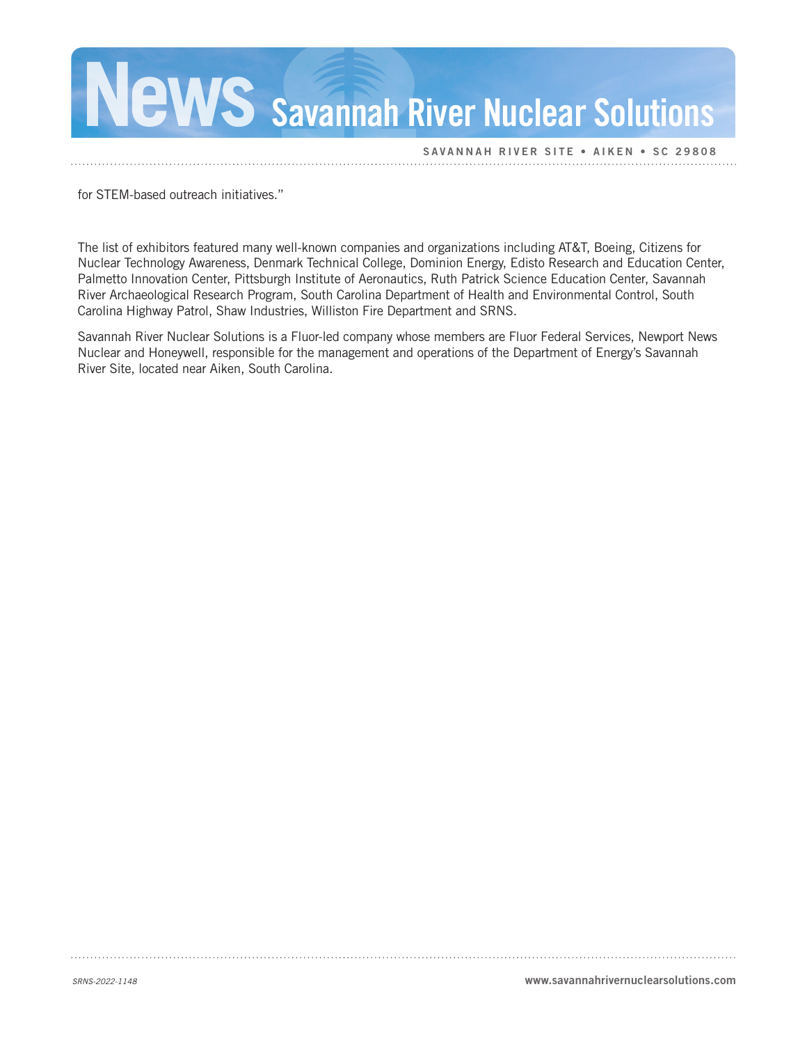for STEM-based outreach initiatives."

The list of exhibitors featured many well-known companies and organizations including AT&T, Boeing, Citizens for Nuclear Technology Awareness, Denmark Technical College, Dominion Energy, Edisto Research and Education Center, Palmetto Innovation Center, Pittsburgh Institute of Aeronautics, Ruth Patrick Science Education Center, Savannah River Archaeological Research Program, South Carolina Department of Health and Environmental Control, South Carolina Highway Patrol, Shaw Industries, Williston Fire Department and SRNS.

Savannah River Nuclear Solutions is a Fluor-led company whose members are Fluor Federal Services, Newport News Nuclear and Honeywell, responsible for the management and operations of the Department of Energy's Savannah River Site, located near Aiken, South Carolina.

*SRNS-2022-1148*